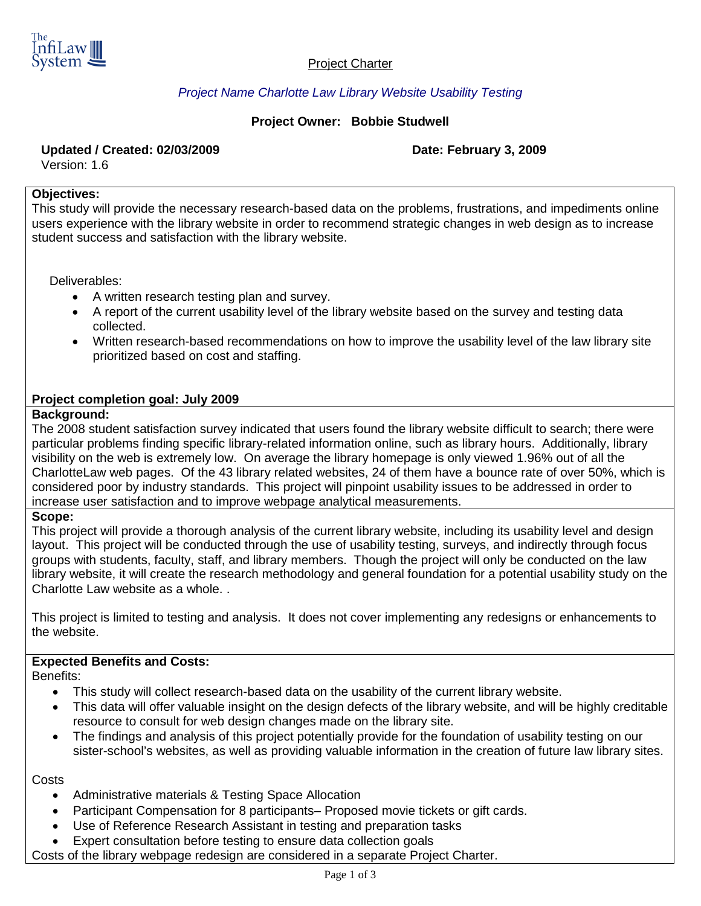The InfiLaw System

Project Charter

*Project Name Charlotte Law Library Website Usability Testing*

**Project Owner: Bobbie Studwell**

**Updated / Created: 02/03/2009** **Date: February 3, 2009**

Version: 1.6

**Objectives:**

This study will provide the necessary research-based data on the problems, frustrations, and impediments online users experience with the library website in order to recommend strategic changes in web design as to increase student success and satisfaction with the library website.

Deliverables:

- A written research testing plan and survey.
- A report of the current usability level of the library website based on the survey and testing data collected.
- Written research-based recommendations on how to improve the usability level of the law library site prioritized based on cost and staffing.

**Project completion goal: July 2009**

**Background:**

The 2008 student satisfaction survey indicated that users found the library website difficult to search; there were particular problems finding specific library-related information online, such as library hours. Additionally, library visibility on the web is extremely low. On average the library homepage is only viewed 1.96% out of all the CharlotteLaw web pages. Of the 43 library related websites, 24 of them have a bounce rate of over 50%, which is considered poor by industry standards. This project will pinpoint usability issues to be addressed in order to increase user satisfaction and to improve webpage analytical measurements.

**Scope:**

This project will provide a thorough analysis of the current library website, including its usability level and design layout. This project will be conducted through the use of usability testing, surveys, and indirectly through focus groups with students, faculty, staff, and library members. Though the project will only be conducted on the law library website, it will create the research methodology and general foundation for a potential usability study on the Charlotte Law website as a whole. .

This project is limited to testing and analysis. It does not cover implementing any redesigns or enhancements to the website.

**Expected Benefits and Costs:**

Benefits:

- This study will collect research-based data on the usability of the current library website.
- This data will offer valuable insight on the design defects of the library website, and will be highly creditable resource to consult for web design changes made on the library site.
- The findings and analysis of this project potentially provide for the foundation of usability testing on our sister-school's websites, as well as providing valuable information in the creation of future law library sites.

Costs

- Administrative materials & Testing Space Allocation
- Participant Compensation for 8 participants– Proposed movie tickets or gift cards.
- Use of Reference Research Assistant in testing and preparation tasks
- Expert consultation before testing to ensure data collection goals

Costs of the library webpage redesign are considered in a separate Project Charter.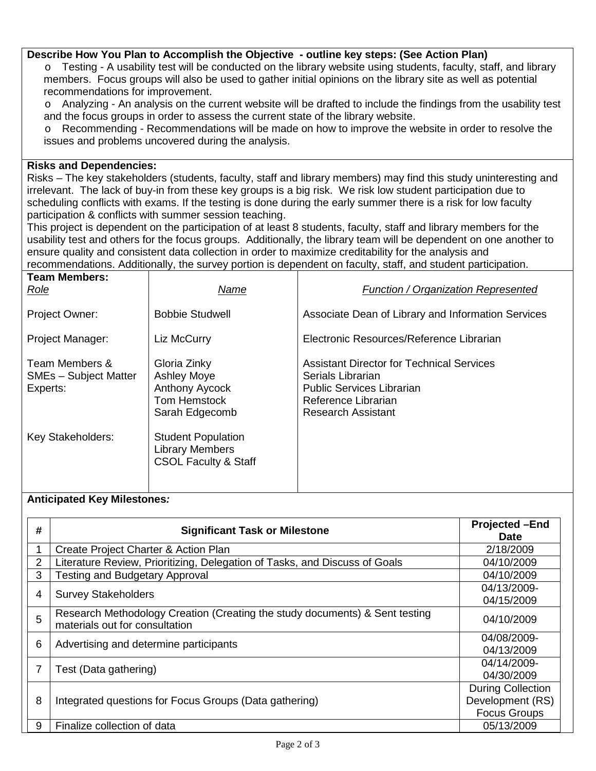**Describe How You Plan to Accomplish the Objective - outline key steps: (See Action Plan)**

- Testing - A usability test will be conducted on the library website using students, faculty, staff, and library members. Focus groups will also be used to gather initial opinions on the library site as well as potential recommendations for improvement.
- Analyzing - An analysis on the current website will be drafted to include the findings from the usability test and the focus groups in order to assess the current state of the library website.
- Recommending - Recommendations will be made on how to improve the website in order to resolve the issues and problems uncovered during the analysis.

**Risks and Dependencies:**

Risks – The key stakeholders (students, faculty, staff and library members) may find this study uninteresting and irrelevant. The lack of buy-in from these key groups is a big risk. We risk low student participation due to scheduling conflicts with exams. If the testing is done during the early summer there is a risk for low faculty participation & conflicts with summer session teaching.

This project is dependent on the participation of at least 8 students, faculty, staff and library members for the usability test and others for the focus groups. Additionally, the library team will be dependent on one another to ensure quality and consistent data collection in order to maximize creditability for the analysis and recommendations. Additionally, the survey portion is dependent on faculty, staff, and student participation.

**Team Members:**

| *Role* | *Name* | *Function / Organization Represented* |
|---|---|---|
| Project Owner: | Bobbie Studwell | Associate Dean of Library and Information Services |
| Project Manager: | Liz McCurry | Electronic Resources/Reference Librarian |
| Team Members & SMEs – Subject Matter Experts: | Gloria Zinky<br>Ashley Moye<br>Anthony Aycock<br>Tom Hemstock<br>Sarah Edgecomb | Assistant Director for Technical Services<br>Serials Librarian<br>Public Services Librarian<br>Reference Librarian<br>Research Assistant |
| Key Stakeholders: | Student Population<br>Library Members<br>CSOL Faculty & Staff | |

**Anticipated Key Milestones*:***

| # | Significant Task or Milestone | Projected –End Date |
|---|---|---|
| 1 | Create Project Charter & Action Plan | 2/18/2009 |
| 2 | Literature Review, Prioritizing, Delegation of Tasks, and Discuss of Goals | 04/10/2009 |
| 3 | Testing and Budgetary Approval | 04/10/2009 |
| 4 | Survey Stakeholders | 04/13/2009-04/15/2009 |
| 5 | Research Methodology Creation (Creating the study documents) & Sent testing materials out for consultation | 04/10/2009 |
| 6 | Advertising and determine participants | 04/08/2009-04/13/2009 |
| 7 | Test (Data gathering) | 04/14/2009-04/30/2009 |
| 8 | Integrated questions for Focus Groups (Data gathering) | During Collection Development (RS) Focus Groups |
| 9 | Finalize collection of data | 05/13/2009 |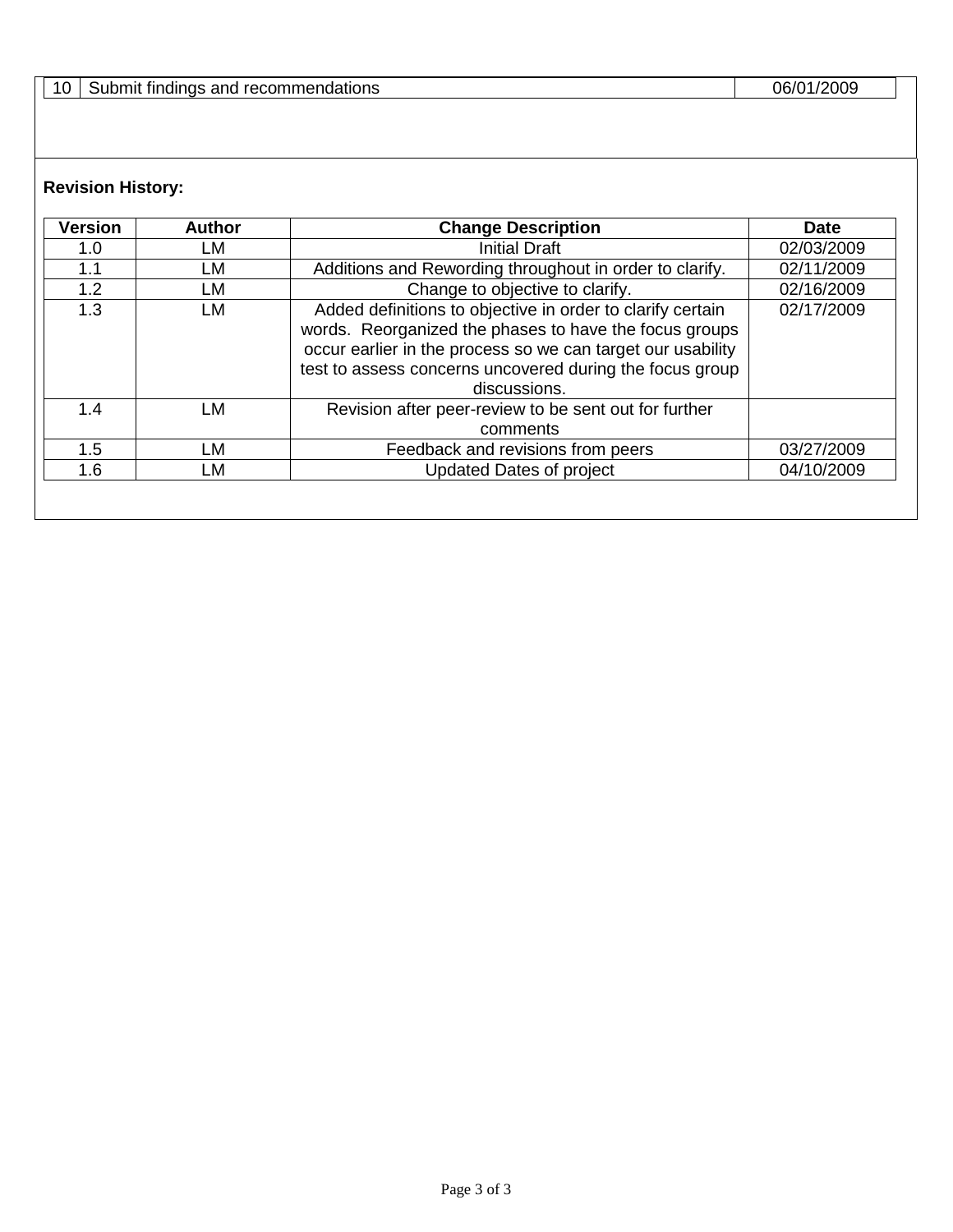| | | |
|---|---|---|
| 10 | Submit findings and recommendations | 06/01/2009 |

**Revision History:**

| Version | Author | Change Description | Date |
|---|---|---|---|
| 1.0 | LM | Initial Draft | 02/03/2009 |
| 1.1 | LM | Additions and Rewording throughout in order to clarify. | 02/11/2009 |
| 1.2 | LM | Change to objective to clarify. | 02/16/2009 |
| 1.3 | LM | Added definitions to objective in order to clarify certain words. Reorganized the phases to have the focus groups occur earlier in the process so we can target our usability test to assess concerns uncovered during the focus group discussions. | 02/17/2009 |
| 1.4 | LM | Revision after peer-review to be sent out for further comments | |
| 1.5 | LM | Feedback and revisions from peers | 03/27/2009 |
| 1.6 | LM | Updated Dates of project | 04/10/2009 |